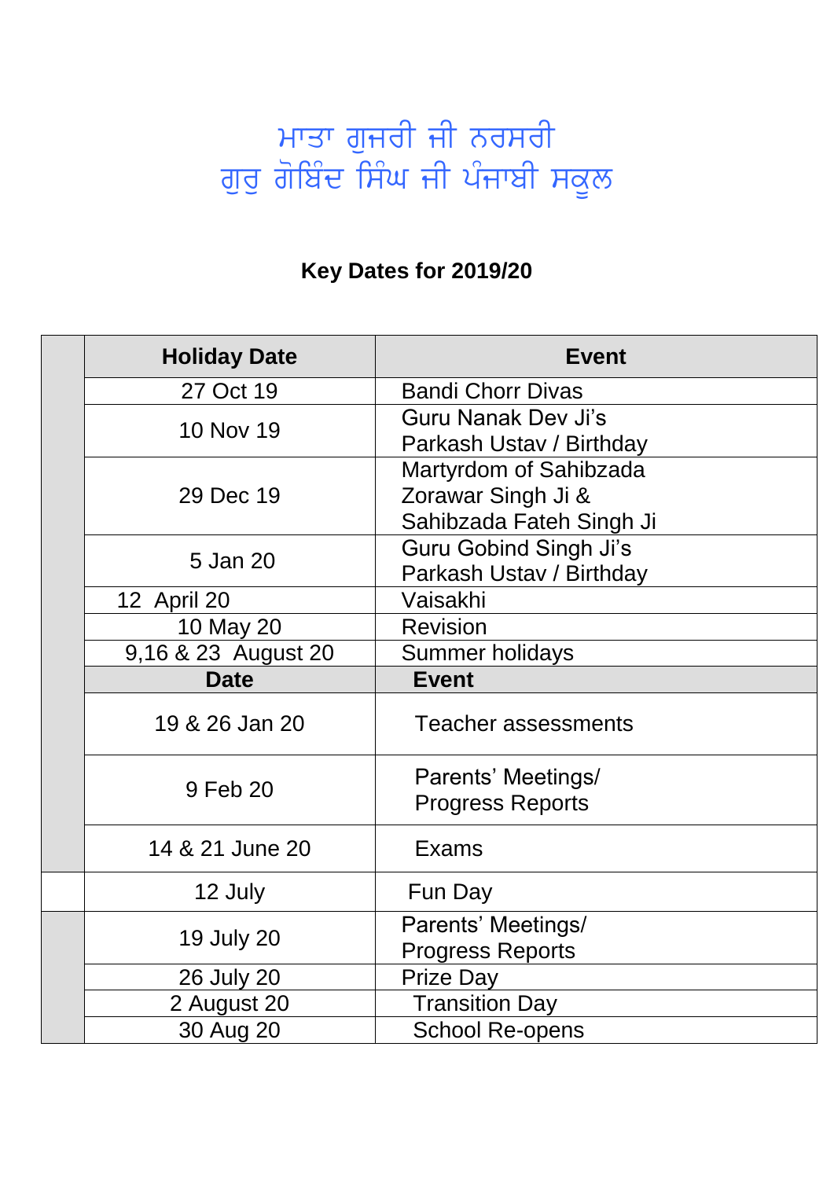# ਮਾਤਾ ਗੁਜਰੀ ਜੀ ਨਰਸਰੀ
# ਗੁਰੁ ਗੋਬਿੰਦ ਸਿੰਘ ਜੀ ਪੰਜਾਬੀ ਸਕੂਲ

## Key Dates for 2019/20

| | Holiday Date | Event |
|---|---|---|
| | 27 Oct 19 | Bandi Chorr Divas |
| | 10 Nov 19 | Guru Nanak Dev Ji's Parkash Ustav / Birthday |
| | 29 Dec 19 | Martyrdom of Sahibzada Zorawar Singh Ji & Sahibzada Fateh Singh Ji |
| | 5 Jan 20 | Guru Gobind Singh Ji's Parkash Ustav / Birthday |
| | 12 April 20 | Vaisakhi |
| | 10 May 20 | Revision |
| | 9,16 & 23 August 20 | Summer holidays |
| | **Date** | **Event** |
| | 19 & 26 Jan 20 | Teacher assessments |
| | 9 Feb 20 | Parents' Meetings/ Progress Reports |
| | 14 & 21 June 20 | Exams |
| | 12 July | Fun Day |
| | 19 July 20 | Parents' Meetings/ Progress Reports |
| | 26 July 20 | Prize Day |
| | 2 August 20 | Transition Day |
| | 30 Aug 20 | School Re-opens |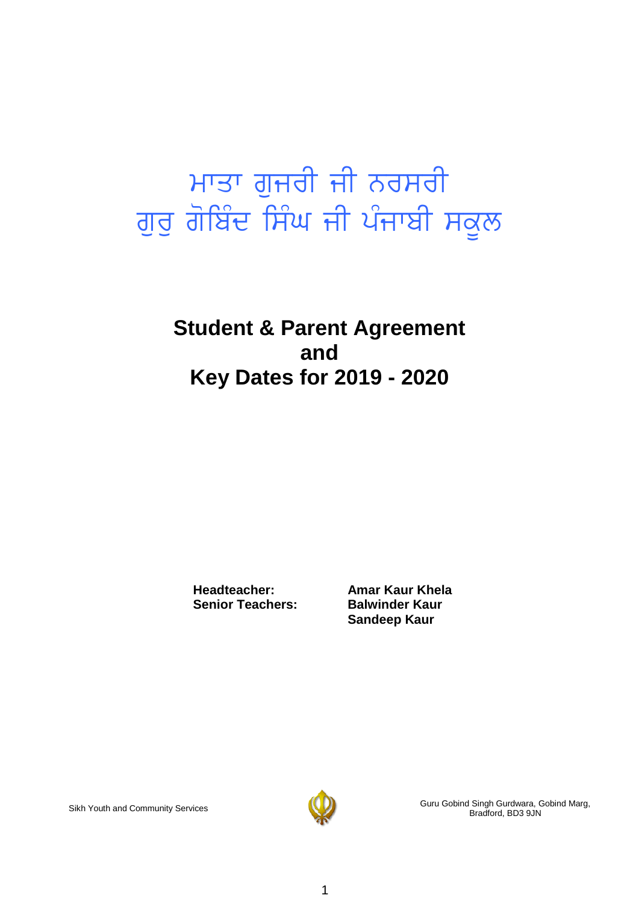# ਮਾਤਾ ਗੁਜਰੀ ਜੀ ਨਰਸਰੀ
# ਗੁਰੁ ਗੋਬਿੰਦ ਸਿੰਘ ਜੀ ਪੰਜਾਬੀ ਸਕੂਲ

## Student & Parent Agreement
## and
## Key Dates for 2019 - 2020

| | |
|---|---|
| **Headteacher:** | **Amar Kaur Khela** |
| **Senior Teachers:** | **Balwinder Kaur** |
| | **Sandeep Kaur** |

Sikh Youth and Community Services

Guru Gobind Singh Gurdwara, Gobind Marg, Bradford, BD3 9JN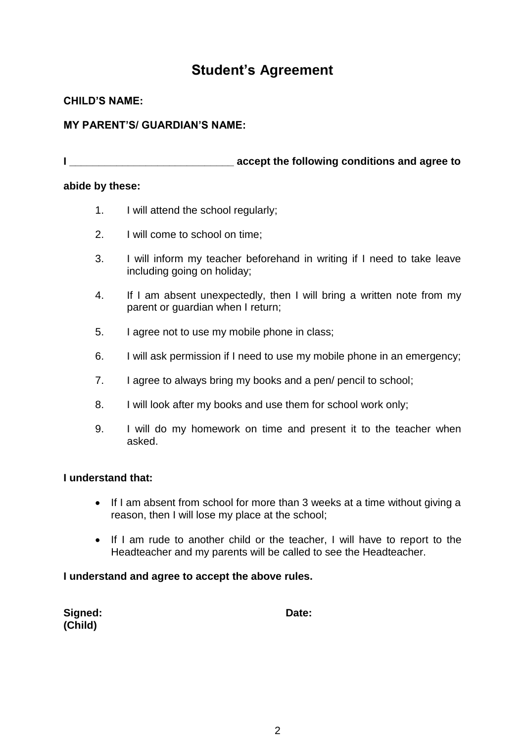# Student's Agreement

**CHILD'S NAME:**

**MY PARENT'S/ GUARDIAN'S NAME:**

**I ____________________________ accept the following conditions and agree to abide by these:**

1. I will attend the school regularly;
2. I will come to school on time;
3. I will inform my teacher beforehand in writing if I need to take leave including going on holiday;
4. If I am absent unexpectedly, then I will bring a written note from my parent or guardian when I return;
5. I agree not to use my mobile phone in class;
6. I will ask permission if I need to use my mobile phone in an emergency;
7. I agree to always bring my books and a pen/ pencil to school;
8. I will look after my books and use them for school work only;
9. I will do my homework on time and present it to the teacher when asked.

**I understand that:**

- If I am absent from school for more than 3 weeks at a time without giving a reason, then I will lose my place at the school;
- If I am rude to another child or the teacher, I will have to report to the Headteacher and my parents will be called to see the Headteacher.

**I understand and agree to accept the above rules.**

**Signed: (Child)** **Date:**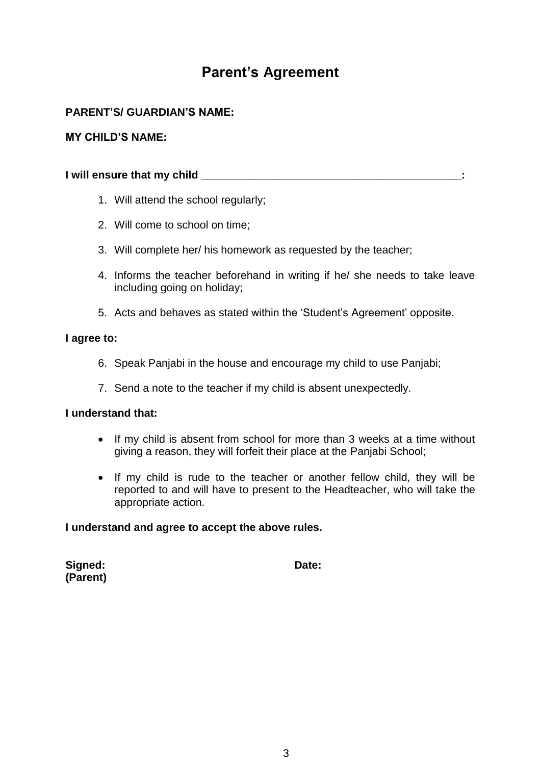# Parent's Agreement

**PARENT'S/ GUARDIAN'S NAME:**

**MY CHILD'S NAME:**

**I will ensure that my child ___________________________________________:**

1. Will attend the school regularly;
2. Will come to school on time;
3. Will complete her/ his homework as requested by the teacher;
4. Informs the teacher beforehand in writing if he/ she needs to take leave including going on holiday;
5. Acts and behaves as stated within the 'Student's Agreement' opposite.

**I agree to:**

6. Speak Panjabi in the house and encourage my child to use Panjabi;
7. Send a note to the teacher if my child is absent unexpectedly.

**I understand that:**

- If my child is absent from school for more than 3 weeks at a time without giving a reason, they will forfeit their place at the Panjabi School;
- If my child is rude to the teacher or another fellow child, they will be reported to and will have to present to the Headteacher, who will take the appropriate action.

**I understand and agree to accept the above rules.**

**Signed:** **Date:**
**(Parent)**